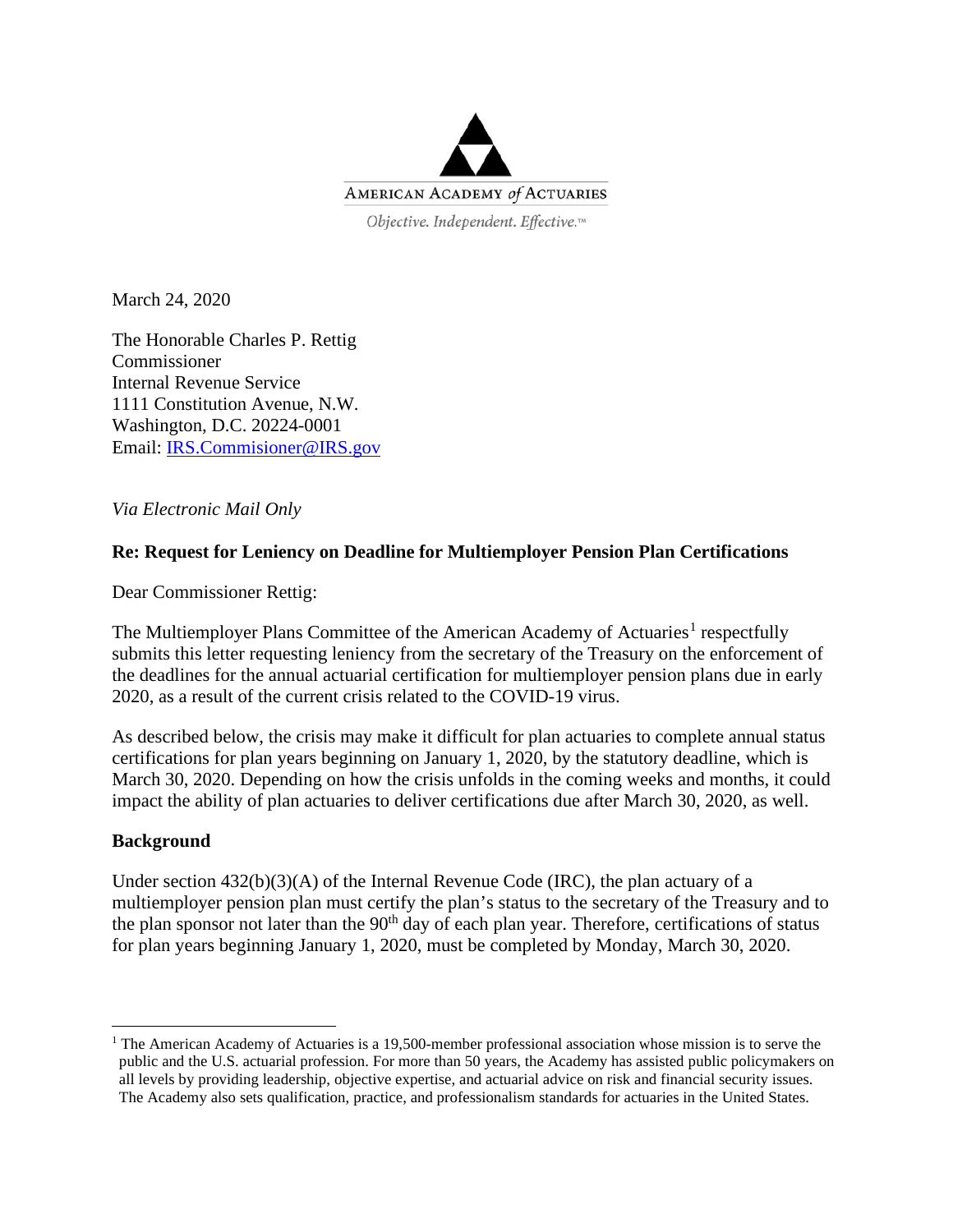AMERICAN ACADEMY of ACTUARIES

*Objective. Independent. Effective.™*

March 24, 2020

The Honorable Charles P. Rettig
Commissioner
Internal Revenue Service
1111 Constitution Avenue, N.W.
Washington, D.C. 20224-0001
Email: [IRS.Commisioner@IRS.gov](mailto:IRS.Commisioner@IRS.gov)

*Via Electronic Mail Only*

**Re: Request for Leniency on Deadline for Multiemployer Pension Plan Certifications**

Dear Commissioner Rettig:

The Multiemployer Plans Committee of the American Academy of Actuaries[1] respectfully submits this letter requesting leniency from the secretary of the Treasury on the enforcement of the deadlines for the annual actuarial certification for multiemployer pension plans due in early 2020, as a result of the current crisis related to the COVID-19 virus.

As described below, the crisis may make it difficult for plan actuaries to complete annual status certifications for plan years beginning on January 1, 2020, by the statutory deadline, which is March 30, 2020. Depending on how the crisis unfolds in the coming weeks and months, it could impact the ability of plan actuaries to deliver certifications due after March 30, 2020, as well.

**Background**

Under section 432(b)(3)(A) of the Internal Revenue Code (IRC), the plan actuary of a multiemployer pension plan must certify the plan's status to the secretary of the Treasury and to the plan sponsor not later than the 90th day of each plan year. Therefore, certifications of status for plan years beginning January 1, 2020, must be completed by Monday, March 30, 2020.

---

[1] The American Academy of Actuaries is a 19,500-member professional association whose mission is to serve the public and the U.S. actuarial profession. For more than 50 years, the Academy has assisted public policymakers on all levels by providing leadership, objective expertise, and actuarial advice on risk and financial security issues. The Academy also sets qualification, practice, and professionalism standards for actuaries in the United States.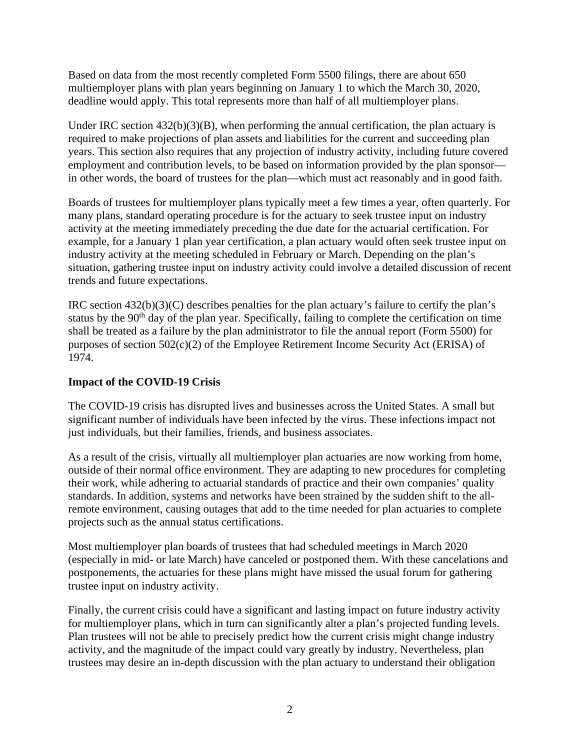Based on data from the most recently completed Form 5500 filings, there are about 650 multiemployer plans with plan years beginning on January 1 to which the March 30, 2020, deadline would apply. This total represents more than half of all multiemployer plans.

Under IRC section 432(b)(3)(B), when performing the annual certification, the plan actuary is required to make projections of plan assets and liabilities for the current and succeeding plan years. This section also requires that any projection of industry activity, including future covered employment and contribution levels, to be based on information provided by the plan sponsor—in other words, the board of trustees for the plan—which must act reasonably and in good faith.

Boards of trustees for multiemployer plans typically meet a few times a year, often quarterly. For many plans, standard operating procedure is for the actuary to seek trustee input on industry activity at the meeting immediately preceding the due date for the actuarial certification. For example, for a January 1 plan year certification, a plan actuary would often seek trustee input on industry activity at the meeting scheduled in February or March. Depending on the plan's situation, gathering trustee input on industry activity could involve a detailed discussion of recent trends and future expectations.

IRC section 432(b)(3)(C) describes penalties for the plan actuary's failure to certify the plan's status by the 90th day of the plan year. Specifically, failing to complete the certification on time shall be treated as a failure by the plan administrator to file the annual report (Form 5500) for purposes of section 502(c)(2) of the Employee Retirement Income Security Act (ERISA) of 1974.

**Impact of the COVID-19 Crisis**

The COVID-19 crisis has disrupted lives and businesses across the United States. A small but significant number of individuals have been infected by the virus. These infections impact not just individuals, but their families, friends, and business associates.

As a result of the crisis, virtually all multiemployer plan actuaries are now working from home, outside of their normal office environment. They are adapting to new procedures for completing their work, while adhering to actuarial standards of practice and their own companies' quality standards. In addition, systems and networks have been strained by the sudden shift to the all-remote environment, causing outages that add to the time needed for plan actuaries to complete projects such as the annual status certifications.

Most multiemployer plan boards of trustees that had scheduled meetings in March 2020 (especially in mid- or late March) have canceled or postponed them. With these cancelations and postponements, the actuaries for these plans might have missed the usual forum for gathering trustee input on industry activity.

Finally, the current crisis could have a significant and lasting impact on future industry activity for multiemployer plans, which in turn can significantly alter a plan's projected funding levels. Plan trustees will not be able to precisely predict how the current crisis might change industry activity, and the magnitude of the impact could vary greatly by industry. Nevertheless, plan trustees may desire an in-depth discussion with the plan actuary to understand their obligation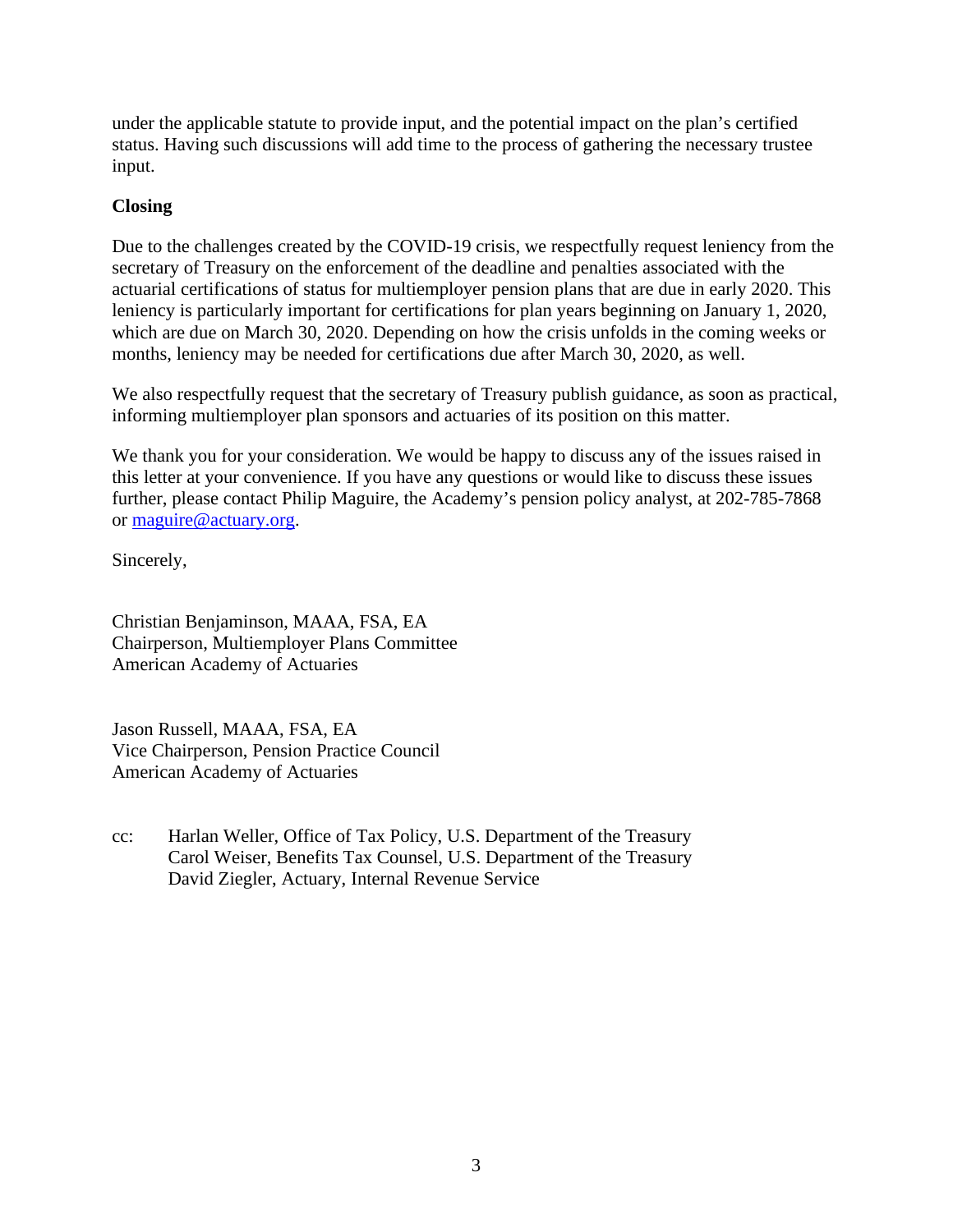under the applicable statute to provide input, and the potential impact on the plan's certified status. Having such discussions will add time to the process of gathering the necessary trustee input.

**Closing**

Due to the challenges created by the COVID-19 crisis, we respectfully request leniency from the secretary of Treasury on the enforcement of the deadline and penalties associated with the actuarial certifications of status for multiemployer pension plans that are due in early 2020. This leniency is particularly important for certifications for plan years beginning on January 1, 2020, which are due on March 30, 2020. Depending on how the crisis unfolds in the coming weeks or months, leniency may be needed for certifications due after March 30, 2020, as well.

We also respectfully request that the secretary of Treasury publish guidance, as soon as practical, informing multiemployer plan sponsors and actuaries of its position on this matter.

We thank you for your consideration. We would be happy to discuss any of the issues raised in this letter at your convenience. If you have any questions or would like to discuss these issues further, please contact Philip Maguire, the Academy's pension policy analyst, at 202-785-7868 or maguire@actuary.org.

Sincerely,

Christian Benjaminson, MAAA, FSA, EA
Chairperson, Multiemployer Plans Committee
American Academy of Actuaries

Jason Russell, MAAA, FSA, EA
Vice Chairperson, Pension Practice Council
American Academy of Actuaries

cc: Harlan Weller, Office of Tax Policy, U.S. Department of the Treasury
Carol Weiser, Benefits Tax Counsel, U.S. Department of the Treasury
David Ziegler, Actuary, Internal Revenue Service